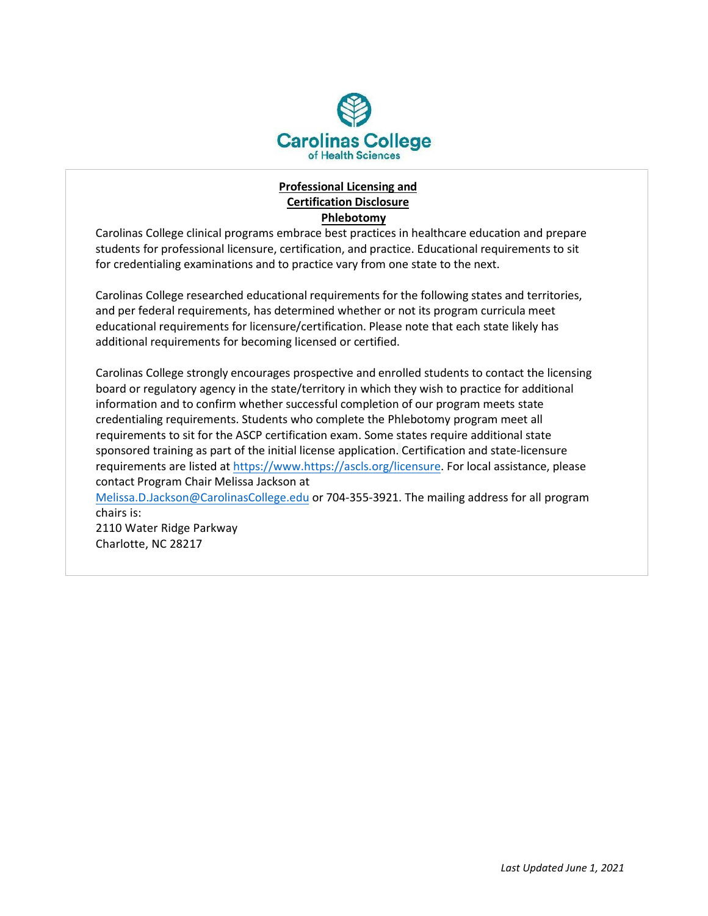Carolinas College
of Health Sciences

**Professional Licensing and Certification Disclosure**
**Phlebotomy**

Carolinas College clinical programs embrace best practices in healthcare education and prepare students for professional licensure, certification, and practice. Educational requirements to sit for credentialing examinations and to practice vary from one state to the next.

Carolinas College researched educational requirements for the following states and territories, and per federal requirements, has determined whether or not its program curricula meet educational requirements for licensure/certification. Please note that each state likely has additional requirements for becoming licensed or certified.

Carolinas College strongly encourages prospective and enrolled students to contact the licensing board or regulatory agency in the state/territory in which they wish to practice for additional information and to confirm whether successful completion of our program meets state credentialing requirements. Students who complete the Phlebotomy program meet all requirements to sit for the ASCP certification exam. Some states require additional state sponsored training as part of the initial license application. Certification and state-licensure requirements are listed at https://www.https://ascls.org/licensure. For local assistance, please contact Program Chair Melissa Jackson at Melissa.D.Jackson@CarolinasCollege.edu or 704-355-3921. The mailing address for all program chairs is:
2110 Water Ridge Parkway
Charlotte, NC 28217

*Last Updated June 1, 2021*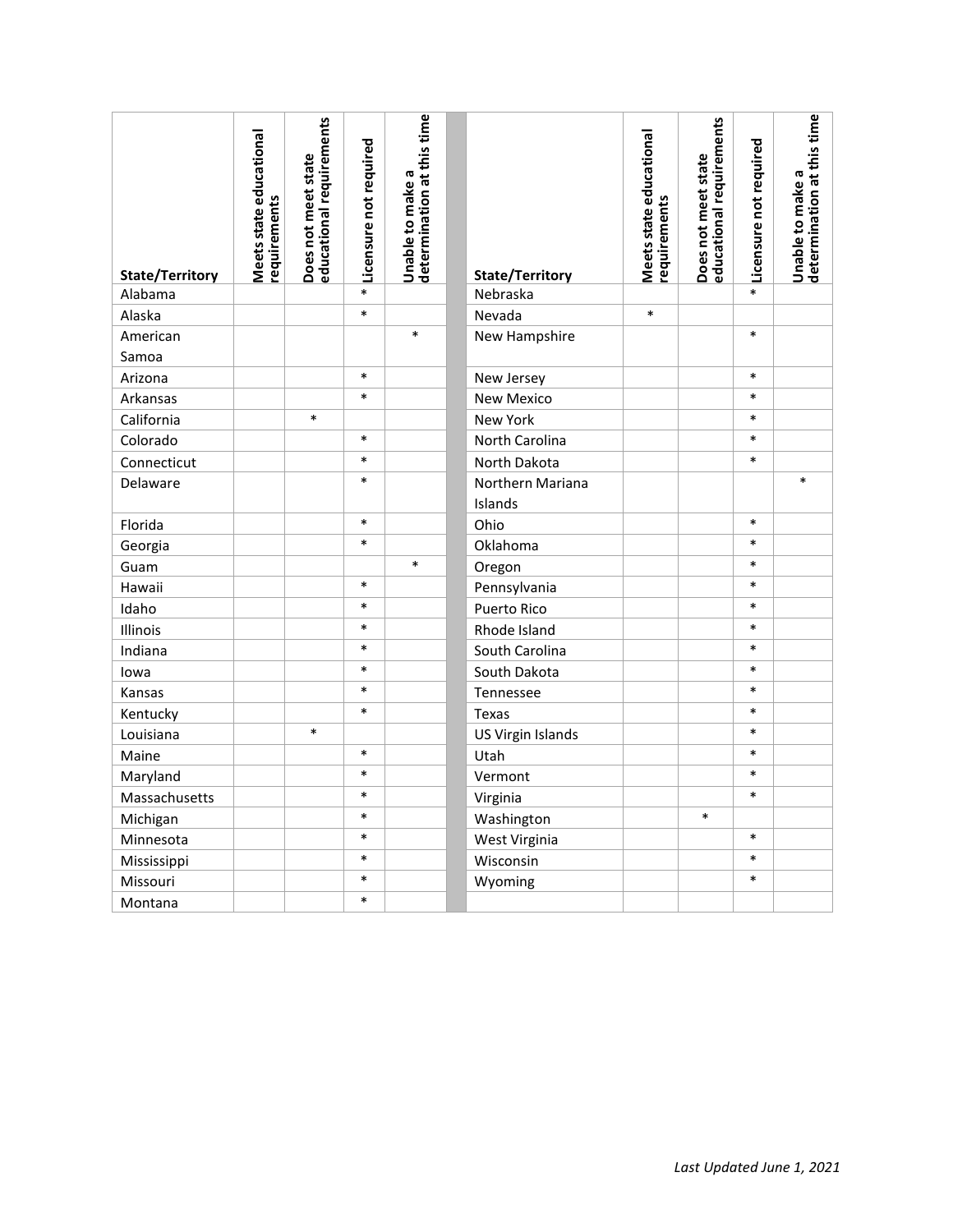| State/Territory | Meets state educational requirements | Does not meet state educational requirements | Licensure not required | Unable to make a determination at this time | | State/Territory | Meets state educational requirements | Does not meet state educational requirements | Licensure not required | Unable to make a determination at this time |
|---|---|---|---|---|---|---|---|---|---|---|
| Alabama | | | * | | | Nebraska | | | * | |
| Alaska | | | * | | | Nevada | * | | | |
| American Samoa | | | | * | | New Hampshire | | | * | |
| Arizona | | | * | | | New Jersey | | | * | |
| Arkansas | | | * | | | New Mexico | | | * | |
| California | | * | | | | New York | | | * | |
| Colorado | | | * | | | North Carolina | | | * | |
| Connecticut | | | * | | | North Dakota | | | * | |
| Delaware | | | * | | | Northern Mariana Islands | | | | * |
| Florida | | | * | | | Ohio | | | * | |
| Georgia | | | * | | | Oklahoma | | | * | |
| Guam | | | | * | | Oregon | | | * | |
| Hawaii | | | * | | | Pennsylvania | | | * | |
| Idaho | | | * | | | Puerto Rico | | | * | |
| Illinois | | | * | | | Rhode Island | | | * | |
| Indiana | | | * | | | South Carolina | | | * | |
| Iowa | | | * | | | South Dakota | | | * | |
| Kansas | | | * | | | Tennessee | | | * | |
| Kentucky | | | * | | | Texas | | | * | |
| Louisiana | | * | | | | US Virgin Islands | | | * | |
| Maine | | | * | | | Utah | | | * | |
| Maryland | | | * | | | Vermont | | | * | |
| Massachusetts | | | * | | | Virginia | | | * | |
| Michigan | | | * | | | Washington | | * | | |
| Minnesota | | | * | | | West Virginia | | | * | |
| Mississippi | | | * | | | Wisconsin | | | * | |
| Missouri | | | * | | | Wyoming | | | * | |
| Montana | | | * | | | | | | | |

*Last Updated June 1, 2021*